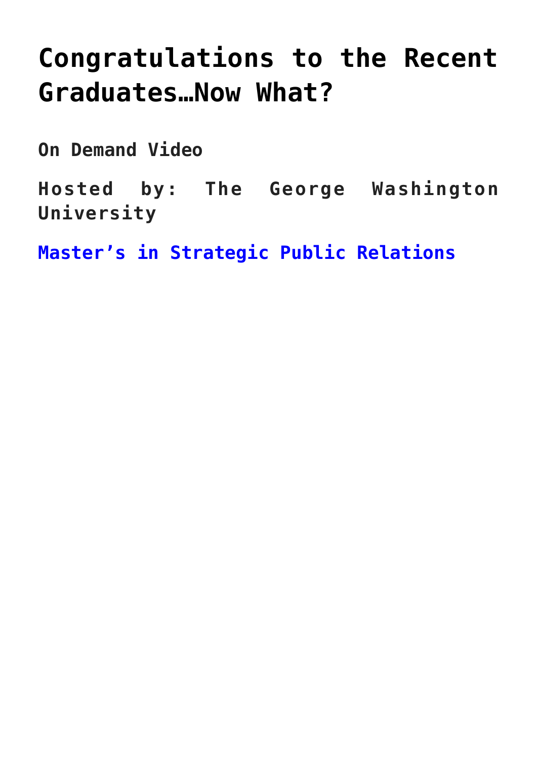# Congratulations to the Recent Graduates…Now What?

**On Demand Video**

**Hosted by: The George Washington University**

**Master's in Strategic Public Relations**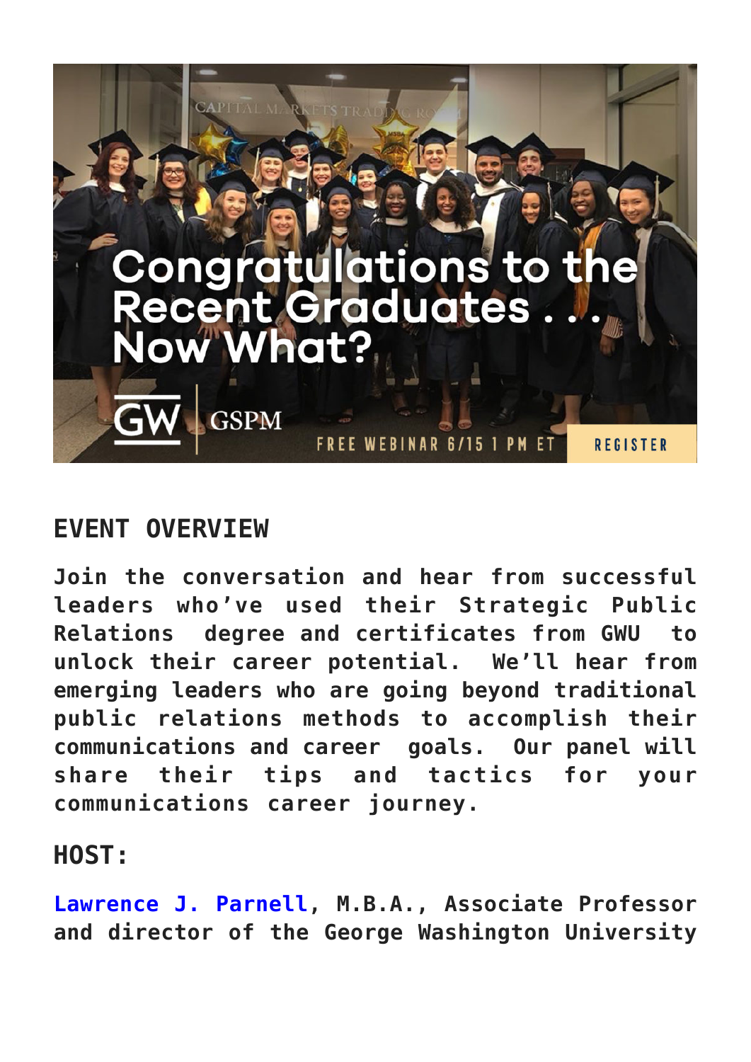## EVENT OVERVIEW

**Join the conversation and hear from successful leaders who've used their Strategic Public Relations degree and certificates from GWU to unlock their career potential. We'll hear from emerging leaders who are going beyond traditional public relations methods to accomplish their communications and career goals. Our panel will share their tips and tactics for your communications career journey.**

## HOST:

**Lawrence J. Parnell, M.B.A., Associate Professor and director of the George Washington University**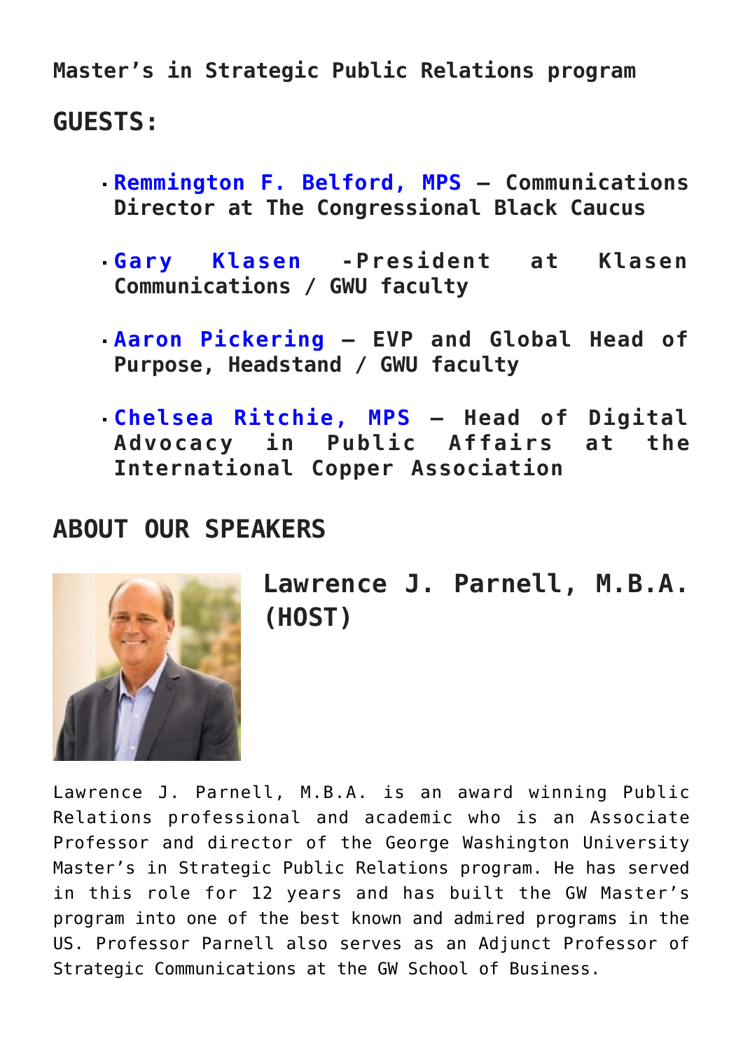**Master's in Strategic Public Relations program**

## GUESTS:

- **Remmington F. Belford, MPS – Communications Director at The Congressional Black Caucus**
- **Gary Klasen -President at Klasen Communications / GWU faculty**
- **Aaron Pickering – EVP and Global Head of Purpose, Headstand / GWU faculty**
- **Chelsea Ritchie, MPS – Head of Digital Advocacy in Public Affairs at the International Copper Association**

## ABOUT OUR SPEAKERS

### Lawrence J. Parnell, M.B.A. (HOST)

Lawrence J. Parnell, M.B.A. is an award winning Public Relations professional and academic who is an Associate Professor and director of the George Washington University Master's in Strategic Public Relations program. He has served in this role for 12 years and has built the GW Master's program into one of the best known and admired programs in the US. Professor Parnell also serves as an Adjunct Professor of Strategic Communications at the GW School of Business.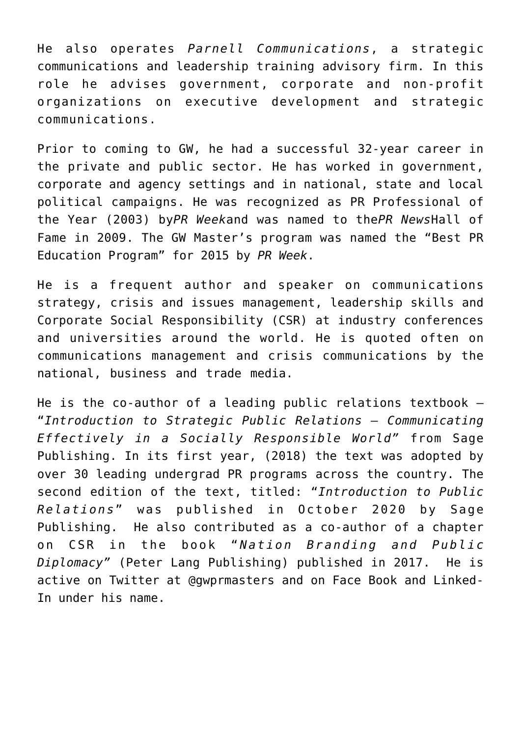He also operates *Parnell Communications*, a strategic communications and leadership training advisory firm. In this role he advises government, corporate and non-profit organizations on executive development and strategic communications.

Prior to coming to GW, he had a successful 32-year career in the private and public sector. He has worked in government, corporate and agency settings and in national, state and local political campaigns. He was recognized as PR Professional of the Year (2003) by*PR Week*and was named to the*PR News*Hall of Fame in 2009. The GW Master's program was named the "Best PR Education Program" for 2015 by *PR Week*.

He is a frequent author and speaker on communications strategy, crisis and issues management, leadership skills and Corporate Social Responsibility (CSR) at industry conferences and universities around the world. He is quoted often on communications management and crisis communications by the national, business and trade media.

He is the co-author of a leading public relations textbook – "*Introduction to Strategic Public Relations – Communicating Effectively in a Socially Responsible World*" from Sage Publishing. In its first year, (2018) the text was adopted by over 30 leading undergrad PR programs across the country. The second edition of the text, titled: "*Introduction to Public Relations*" was published in October 2020 by Sage Publishing. He also contributed as a co-author of a chapter on CSR in the book "*Nation Branding and Public Diplomacy*" (Peter Lang Publishing) published in 2017. He is active on Twitter at @gwprmasters and on Face Book and Linked-In under his name.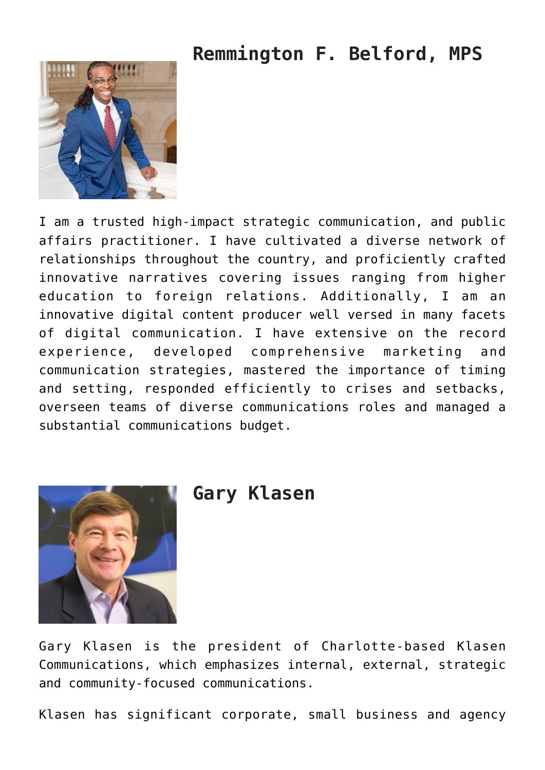## Remmington F. Belford, MPS

I am a trusted high-impact strategic communication, and public affairs practitioner. I have cultivated a diverse network of relationships throughout the country, and proficiently crafted innovative narratives covering issues ranging from higher education to foreign relations. Additionally, I am an innovative digital content producer well versed in many facets of digital communication. I have extensive on the record experience, developed comprehensive marketing and communication strategies, mastered the importance of timing and setting, responded efficiently to crises and setbacks, overseen teams of diverse communications roles and managed a substantial communications budget.

## Gary Klasen

Gary Klasen is the president of Charlotte-based Klasen Communications, which emphasizes internal, external, strategic and community-focused communications.

Klasen has significant corporate, small business and agency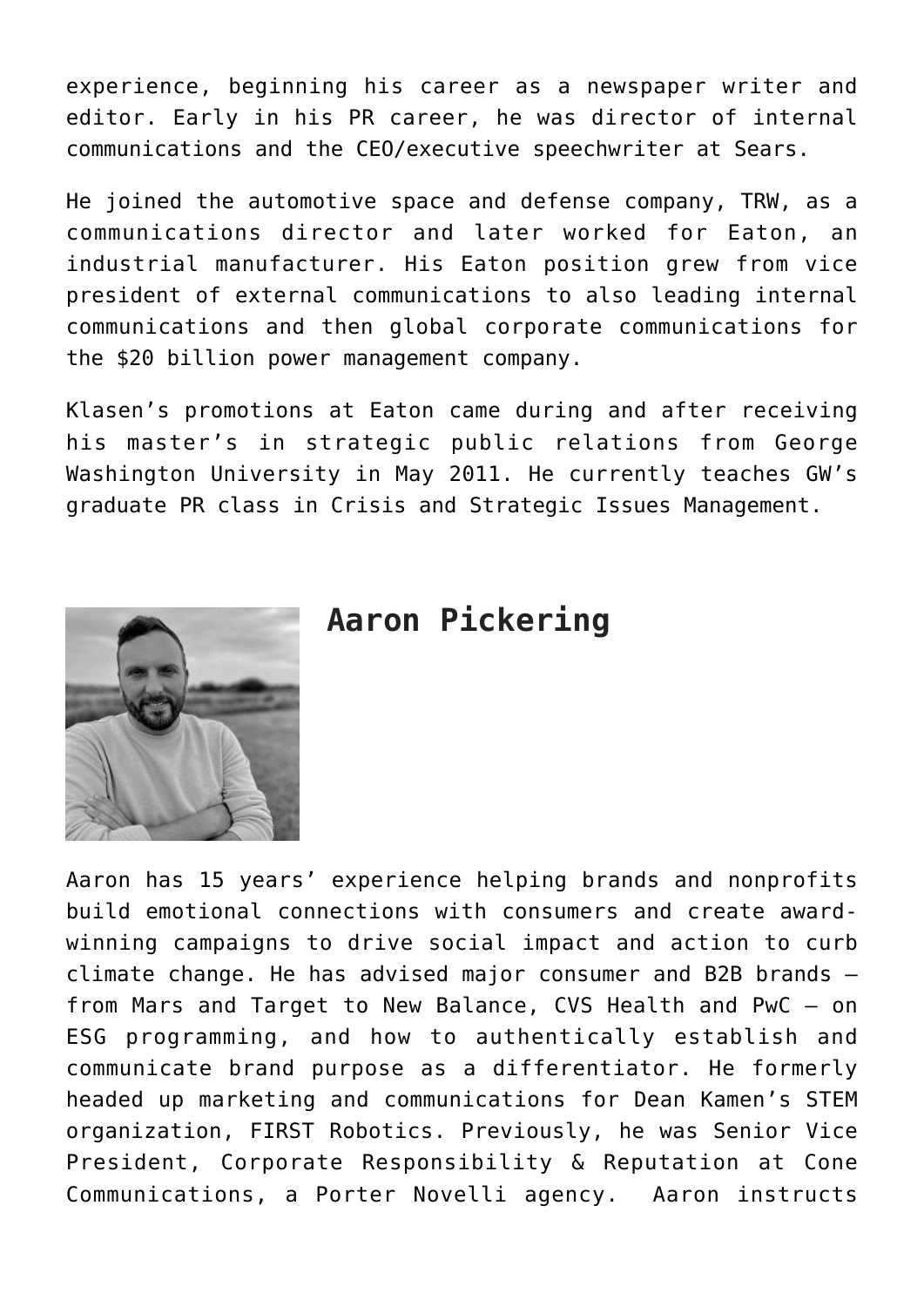experience, beginning his career as a newspaper writer and editor. Early in his PR career, he was director of internal communications and the CEO/executive speechwriter at Sears.

He joined the automotive space and defense company, TRW, as a communications director and later worked for Eaton, an industrial manufacturer. His Eaton position grew from vice president of external communications to also leading internal communications and then global corporate communications for the $20 billion power management company.

Klasen's promotions at Eaton came during and after receiving his master's in strategic public relations from George Washington University in May 2011. He currently teaches GW's graduate PR class in Crisis and Strategic Issues Management.

## Aaron Pickering

Aaron has 15 years' experience helping brands and nonprofits build emotional connections with consumers and create award-winning campaigns to drive social impact and action to curb climate change. He has advised major consumer and B2B brands – from Mars and Target to New Balance, CVS Health and PwC – on ESG programming, and how to authentically establish and communicate brand purpose as a differentiator. He formerly headed up marketing and communications for Dean Kamen's STEM organization, FIRST Robotics. Previously, he was Senior Vice President, Corporate Responsibility & Reputation at Cone Communications, a Porter Novelli agency.  Aaron instructs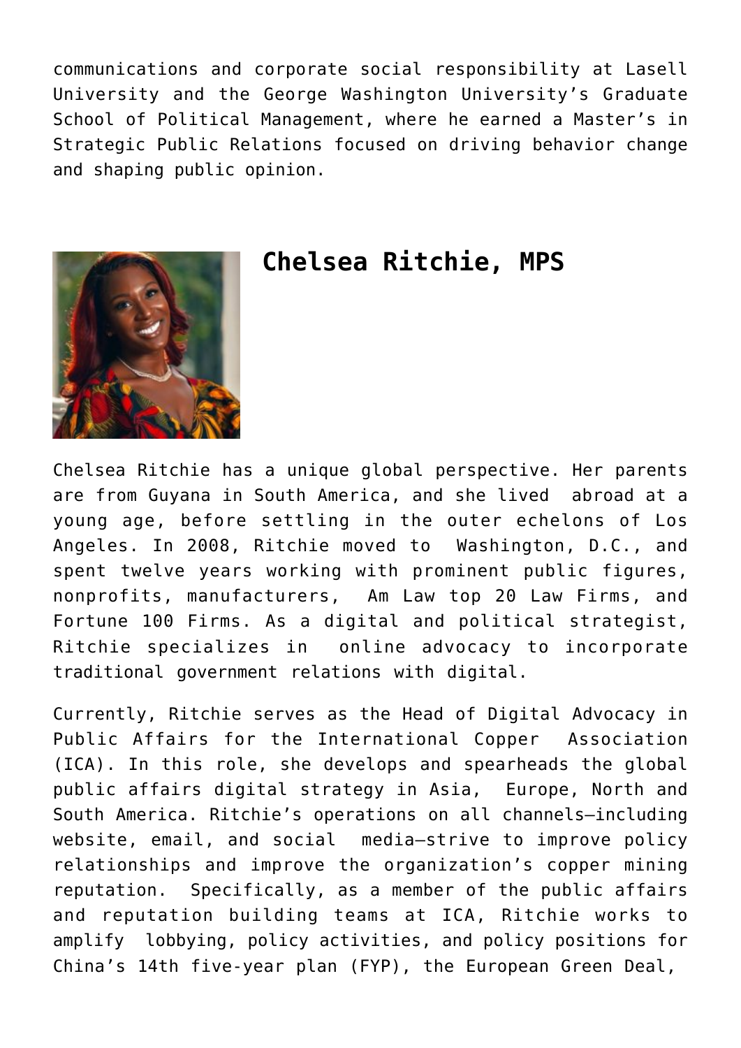communications and corporate social responsibility at Lasell University and the George Washington University's Graduate School of Political Management, where he earned a Master's in Strategic Public Relations focused on driving behavior change and shaping public opinion.

## Chelsea Ritchie, MPS

Chelsea Ritchie has a unique global perspective. Her parents are from Guyana in South America, and she lived abroad at a young age, before settling in the outer echelons of Los Angeles. In 2008, Ritchie moved to Washington, D.C., and spent twelve years working with prominent public figures, nonprofits, manufacturers, Am Law top 20 Law Firms, and Fortune 100 Firms. As a digital and political strategist, Ritchie specializes in online advocacy to incorporate traditional government relations with digital.

Currently, Ritchie serves as the Head of Digital Advocacy in Public Affairs for the International Copper Association (ICA). In this role, she develops and spearheads the global public affairs digital strategy in Asia, Europe, North and South America. Ritchie's operations on all channels—including website, email, and social media—strive to improve policy relationships and improve the organization's copper mining reputation. Specifically, as a member of the public affairs and reputation building teams at ICA, Ritchie works to amplify lobbying, policy activities, and policy positions for China's 14th five-year plan (FYP), the European Green Deal,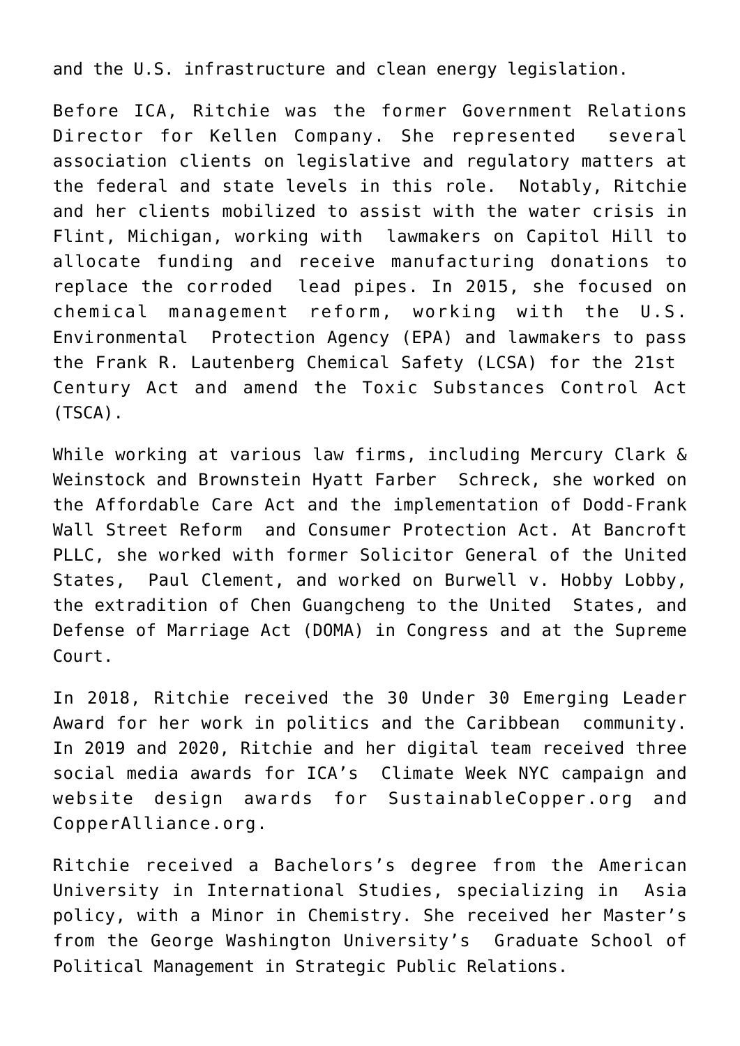and the U.S. infrastructure and clean energy legislation.

Before ICA, Ritchie was the former Government Relations Director for Kellen Company. She represented several association clients on legislative and regulatory matters at the federal and state levels in this role. Notably, Ritchie and her clients mobilized to assist with the water crisis in Flint, Michigan, working with lawmakers on Capitol Hill to allocate funding and receive manufacturing donations to replace the corroded lead pipes. In 2015, she focused on chemical management reform, working with the U.S. Environmental Protection Agency (EPA) and lawmakers to pass the Frank R. Lautenberg Chemical Safety (LCSA) for the 21st Century Act and amend the Toxic Substances Control Act (TSCA).

While working at various law firms, including Mercury Clark & Weinstock and Brownstein Hyatt Farber Schreck, she worked on the Affordable Care Act and the implementation of Dodd-Frank Wall Street Reform and Consumer Protection Act. At Bancroft PLLC, she worked with former Solicitor General of the United States, Paul Clement, and worked on Burwell v. Hobby Lobby, the extradition of Chen Guangcheng to the United States, and Defense of Marriage Act (DOMA) in Congress and at the Supreme Court.

In 2018, Ritchie received the 30 Under 30 Emerging Leader Award for her work in politics and the Caribbean community. In 2019 and 2020, Ritchie and her digital team received three social media awards for ICA's Climate Week NYC campaign and website design awards for SustainableCopper.org and CopperAlliance.org.

Ritchie received a Bachelors's degree from the American University in International Studies, specializing in Asia policy, with a Minor in Chemistry. She received her Master's from the George Washington University's Graduate School of Political Management in Strategic Public Relations.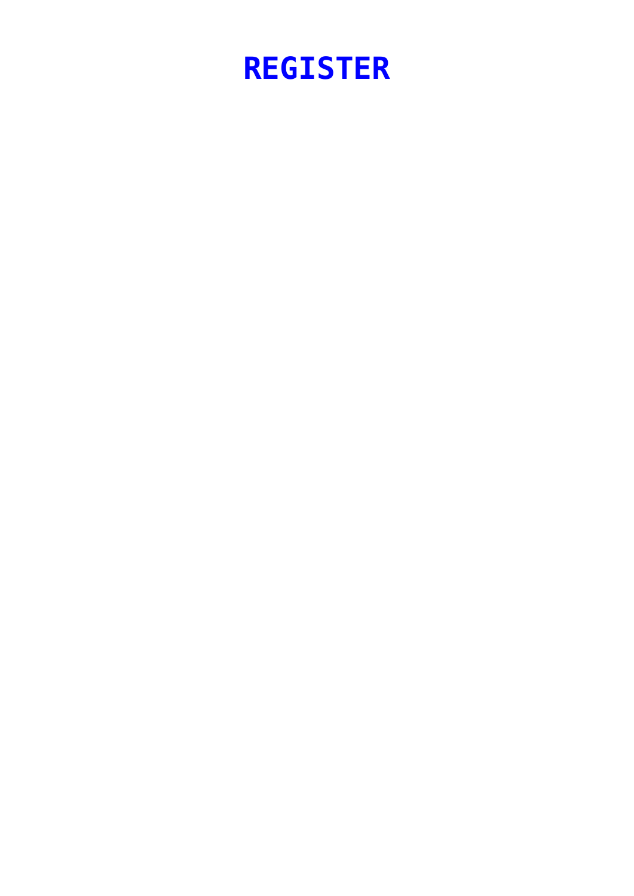# REGISTER